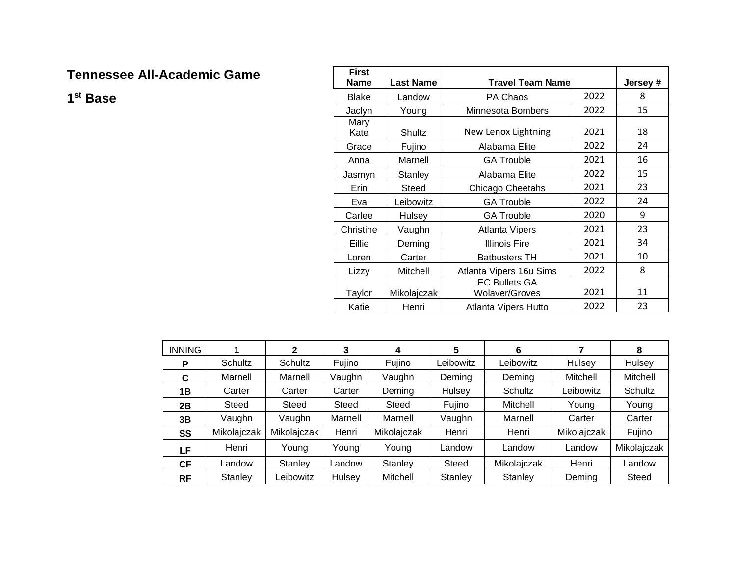# Tennessee All-Academic Game

## 1st Base

| First Name | Last Name | Travel Team Name | | Jersey # |
|---|---|---|---|---|
| Blake | Landow | PA Chaos | 2022 | 8 |
| Jaclyn | Young | Minnesota Bombers | 2022 | 15 |
| Mary Kate | Shultz | New Lenox Lightning | 2021 | 18 |
| Grace | Fujino | Alabama Elite | 2022 | 24 |
| Anna | Marnell | GA Trouble | 2021 | 16 |
| Jasmyn | Stanley | Alabama Elite | 2022 | 15 |
| Erin | Steed | Chicago Cheetahs | 2021 | 23 |
| Eva | Leibowitz | GA Trouble | 2022 | 24 |
| Carlee | Hulsey | GA Trouble | 2020 | 9 |
| Christine | Vaughn | Atlanta Vipers | 2021 | 23 |
| Eillie | Deming | Illinois Fire | 2021 | 34 |
| Loren | Carter | Batbusters TH | 2021 | 10 |
| Lizzy | Mitchell | Atlanta Vipers 16u Sims | 2022 | 8 |
| Taylor | Mikolajczak | EC Bullets GA Wolaver/Groves | 2021 | 11 |
| Katie | Henri | Atlanta Vipers Hutto | 2022 | 23 |

| INNING | 1 | 2 | 3 | 4 | 5 | 6 | 7 | 8 |
|---|---|---|---|---|---|---|---|---|
| P | Schultz | Schultz | Fujino | Fujino | Leibowitz | Leibowitz | Hulsey | Hulsey |
| C | Marnell | Marnell | Vaughn | Vaughn | Deming | Deming | Mitchell | Mitchell |
| 1B | Carter | Carter | Carter | Deming | Hulsey | Schultz | Leibowitz | Schultz |
| 2B | Steed | Steed | Steed | Steed | Fujino | Mitchell | Young | Young |
| 3B | Vaughn | Vaughn | Marnell | Marnell | Vaughn | Marnell | Carter | Carter |
| SS | Mikolajczak | Mikolajczak | Henri | Mikolajczak | Henri | Henri | Mikolajczak | Fujino |
| LF | Henri | Young | Young | Young | Landow | Landow | Landow | Mikolajczak |
| CF | Landow | Stanley | Landow | Stanley | Steed | Mikolajczak | Henri | Landow |
| RF | Stanley | Leibowitz | Hulsey | Mitchell | Stanley | Stanley | Deming | Steed |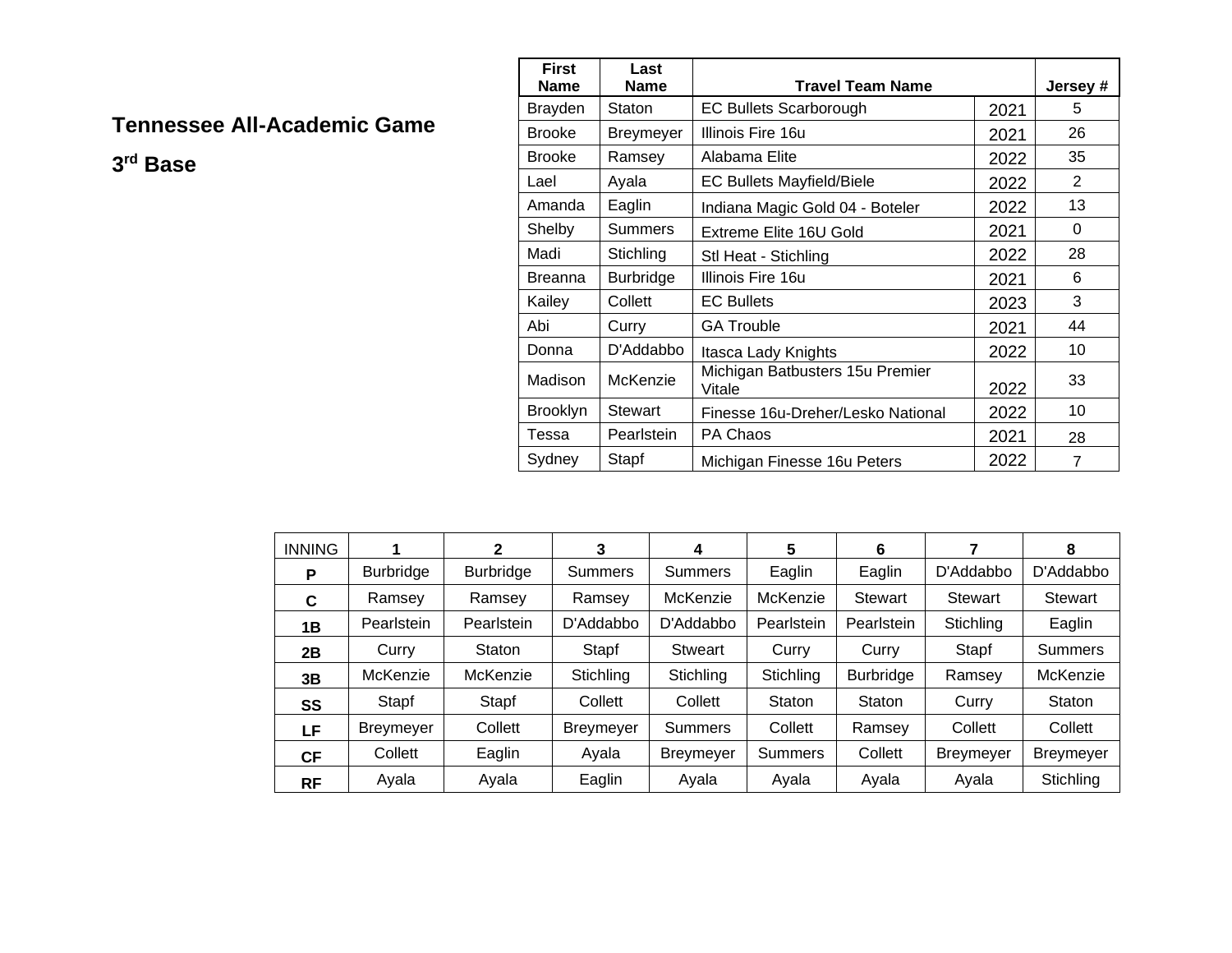**Tennessee All-Academic Game**

**3rd Base**

| First Name | Last Name | Travel Team Name | | Jersey # |
|---|---|---|---|---|
| Brayden | Staton | EC Bullets Scarborough | 2021 | 5 |
| Brooke | Breymeyer | Illinois Fire 16u | 2021 | 26 |
| Brooke | Ramsey | Alabama Elite | 2022 | 35 |
| Lael | Ayala | EC Bullets Mayfield/Biele | 2022 | 2 |
| Amanda | Eaglin | Indiana Magic Gold 04 - Boteler | 2022 | 13 |
| Shelby | Summers | Extreme Elite 16U Gold | 2021 | 0 |
| Madi | Stichling | Stl Heat - Stichling | 2022 | 28 |
| Breanna | Burbridge | Illinois Fire 16u | 2021 | 6 |
| Kailey | Collett | EC Bullets | 2023 | 3 |
| Abi | Curry | GA Trouble | 2021 | 44 |
| Donna | D'Addabbo | Itasca Lady Knights | 2022 | 10 |
| Madison | McKenzie | Michigan Batbusters 15u Premier Vitale | 2022 | 33 |
| Brooklyn | Stewart | Finesse 16u-Dreher/Lesko National | 2022 | 10 |
| Tessa | Pearlstein | PA Chaos | 2021 | 28 |
| Sydney | Stapf | Michigan Finesse 16u Peters | 2022 | 7 |

| INNING | 1 | 2 | 3 | 4 | 5 | 6 | 7 | 8 |
|---|---|---|---|---|---|---|---|---|
| **P** | Burbridge | Burbridge | Summers | Summers | Eaglin | Eaglin | D'Addabbo | D'Addabbo |
| **C** | Ramsey | Ramsey | Ramsey | McKenzie | McKenzie | Stewart | Stewart | Stewart |
| **1B** | Pearlstein | Pearlstein | D'Addabbo | D'Addabbo | Pearlstein | Pearlstein | Stichling | Eaglin |
| **2B** | Curry | Staton | Stapf | Stweart | Curry | Curry | Stapf | Summers |
| **3B** | McKenzie | McKenzie | Stichling | Stichling | Stichling | Burbridge | Ramsey | McKenzie |
| **SS** | Stapf | Stapf | Collett | Collett | Staton | Staton | Curry | Staton |
| **LF** | Breymeyer | Collett | Breymeyer | Summers | Collett | Ramsey | Collett | Collett |
| **CF** | Collett | Eaglin | Ayala | Breymeyer | Summers | Collett | Breymeyer | Breymeyer |
| **RF** | Ayala | Ayala | Eaglin | Ayala | Ayala | Ayala | Ayala | Stichling |